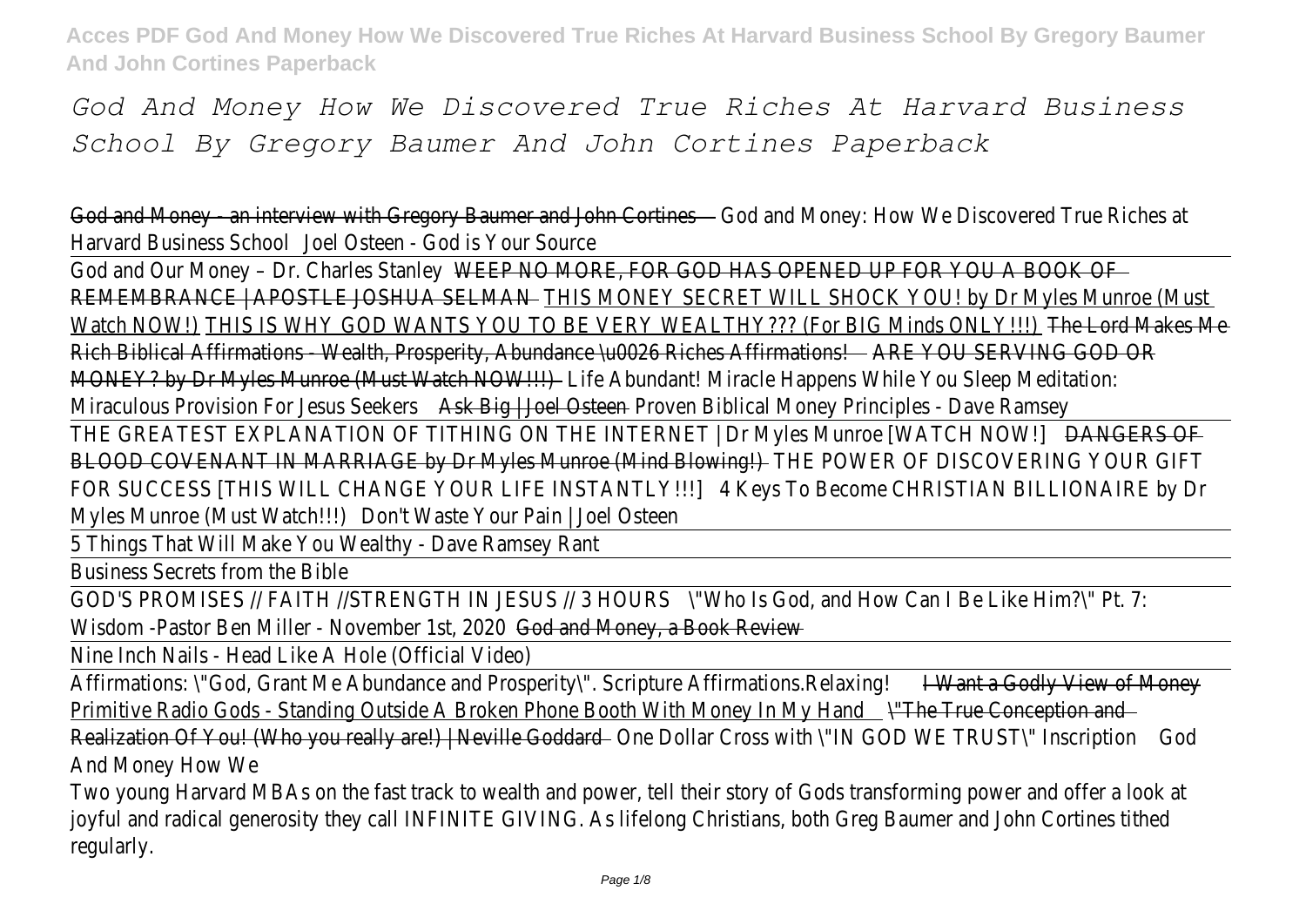# *God And Money How We Discovered True Riches At Harvard Business School By Gregory Baumer And John Cortines Paperback*

God and Money - an interview with Gregory Baumer and John Cortines God and Money: How We Discovered True Riches at Harvard Business School Joel Osteen - God is Your Source

God and Our Money – Dr. Charles Stanley WEEP NO MORE, FOR GOD HAS OPENED UP FOR YOU A BOOK OF REMEMBRANCE | APOSTLE JOSHUA SELMAN THIS MONEY SECRET WILL SHOCK YOU! by Dr Myles Munroe (Must Watch NOW!) THIS IS WHY GOD WANTS YOU TO BE VERY WEALTHY??? (For BIG Minds ONLY!!!) The Lord Makes Me Rich Biblical Affirmations - Wealth, Prosperity, Abundance \u0026 Riches Affirmations! ARE YOU SERVING GOD OR MONEY? by Dr Myles Munroe (Must Watch NOW!!!) Life Abundant! Miracle Happens While You Sleep Meditation: Miraculous Provision For Jesus Seekers Ask Big | Joel Osteen Proven Biblical Money Principles - Dave Ramsey

THE GREATEST EXPLANATION OF TITHING ON THE INTERNET | Dr Myles Munroe [WATCH NOW!] DANGERS OF BLOOD COVENANT IN MARRIAGE by Dr Myles Munroe (Mind Blowing!) THE POWER OF DISCOVERING YOUR GIFT FOR SUCCESS [THIS WILL CHANGE YOUR LIFE INSTANTLY!!!] 4 Keys To Become CHRISTIAN BILLIONAIRE by Dr Myles Munroe (Must Watch!!!) Don't Waste Your Pain | Joel Osteen

5 Things That Will Make You Wealthy - Dave Ramsey Rant

Business Secrets from the Bible

GOD'S PROMISES // FAITH //STRENGTH IN JESUS // 3 HOURS \"Who Is God, and How Can I Be Like Him?\" Pt. 7: Wisdom -Pastor Ben Miller - November 1st, 2020 God and Money, a Book Review

Nine Inch Nails - Head Like A Hole (Official Video)

Affirmations: \"God, Grant Me Abundance and Prosperity\". Scripture Affirmations.Relaxing! I Want a Godly View of Money Primitive Radio Gods - Standing Outside A Broken Phone Booth With Money In My Hand \"The True Conception and Realization Of You! (Who you really are!) | Neville Goddard One Dollar Cross with \"IN GOD WE TRUST\" Inscription God And Money How We

Two young Harvard MBAs on the fast track to wealth and power, tell their story of Gods transforming power and offer a look at joyful and radical generosity they call INFINITE GIVING. As lifelong Christians, both Greg Baumer and John Cortines tithed regularly.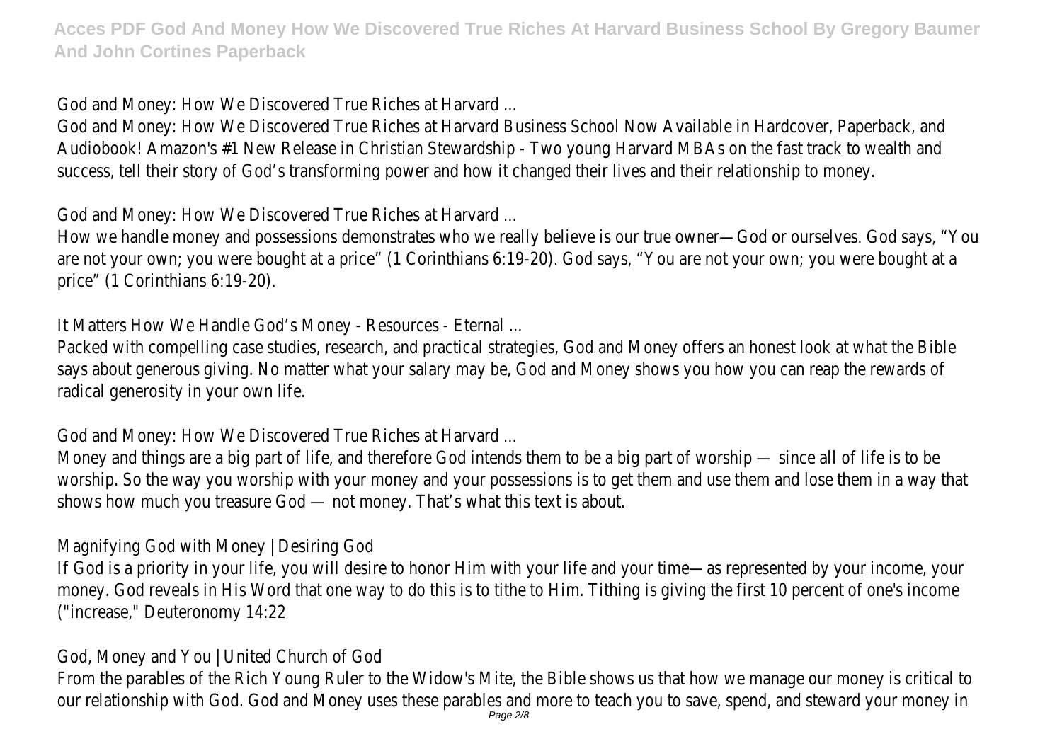God and Money: How We Discovered True Riches at Harvard ...

God and Money: How We Discovered True Riches at Harvard Business School Now Available in Hardcover, Paperback, and Audiobook! Amazon's #1 New Release in Christian Stewardship - Two young Harvard MBAs on the fast track to wealth and success, tell their story of God's transforming power and how it changed their lives and their relationship to money.

God and Money: How We Discovered True Riches at Harvard ...

How we handle money and possessions demonstrates who we really believe is our true owner—God or ourselves. God says, "You are not your own; you were bought at a price" (1 Corinthians 6:19-20). God says, "You are not your own; you were bought at a price" (1 Corinthians 6:19-20).

It Matters How We Handle God's Money - Resources - Eternal ...

Packed with compelling case studies, research, and practical strategies, God and Money offers an honest look at what the Bible says about generous giving. No matter what your salary may be, God and Money shows you how you can reap the rewards of radical generosity in your own life.

God and Money: How We Discovered True Riches at Harvard ...

Money and things are a big part of life, and therefore God intends them to be a big part of worship — since all of life is to be worship. So the way you worship with your money and your possessions is to get them and use them and lose them in a way that shows how much you treasure God — not money. That's what this text is about.

Magnifying God with Money | Desiring God

If God is a priority in your life, you will desire to honor Him with your life and your time—as represented by your income, your money. God reveals in His Word that one way to do this is to tithe to Him. Tithing is giving the first 10 percent of one's income ("increase," Deuteronomy 14:22

God, Money and You | United Church of God

From the parables of the Rich Young Ruler to the Widow's Mite, the Bible shows us that how we manage our money is critical to our relationship with God. God and Money uses these parables and more to teach you to save, spend, and steward your money in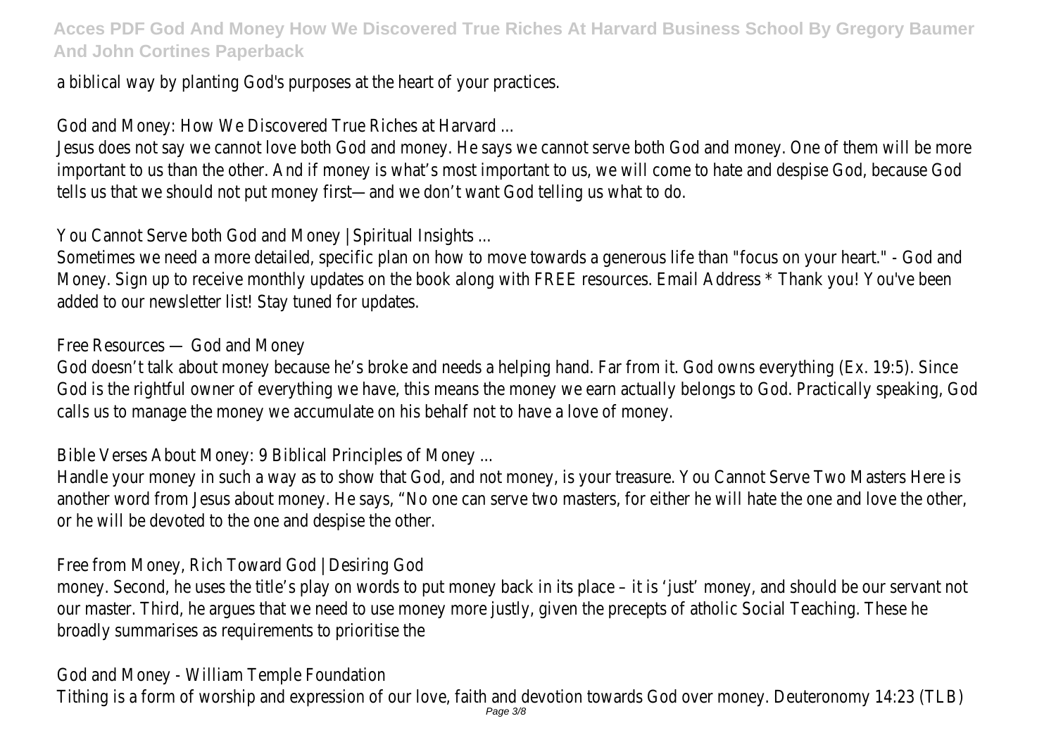a biblical way by planting God's purposes at the heart of your practices.

God and Money: How We Discovered True Riches at Harvard ...

Jesus does not say we cannot love both God and money. He says we cannot serve both God and money. One of them will be more important to us than the other. And if money is what's most important to us, we will come to hate and despise God, because God tells us that we should not put money first—and we don't want God telling us what to do.

You Cannot Serve both God and Money | Spiritual Insights ...

Sometimes we need a more detailed, specific plan on how to move towards a generous life than "focus on your heart." - God and Money. Sign up to receive monthly updates on the book along with FREE resources. Email Address * Thank you! You've been added to our newsletter list! Stay tuned for updates.

Free Resources — God and Money

God doesn't talk about money because he's broke and needs a helping hand. Far from it. God owns everything (Ex. 19:5). Since God is the rightful owner of everything we have, this means the money we earn actually belongs to God. Practically speaking, God calls us to manage the money we accumulate on his behalf not to have a love of money.

Bible Verses About Money: 9 Biblical Principles of Money ...

Handle your money in such a way as to show that God, and not money, is your treasure. You Cannot Serve Two Masters Here is another word from Jesus about money. He says, "No one can serve two masters, for either he will hate the one and love the other, or he will be devoted to the one and despise the other.

Free from Money, Rich Toward God | Desiring God

money. Second, he uses the title's play on words to put money back in its place – it is 'just' money, and should be our servant not our master. Third, he argues that we need to use money more justly, given the precepts of atholic Social Teaching. These he broadly summarises as requirements to prioritise the

God and Money - William Temple Foundation

Tithing is a form of worship and expression of our love, faith and devotion towards God over money. Deuteronomy 14:23 (TLB)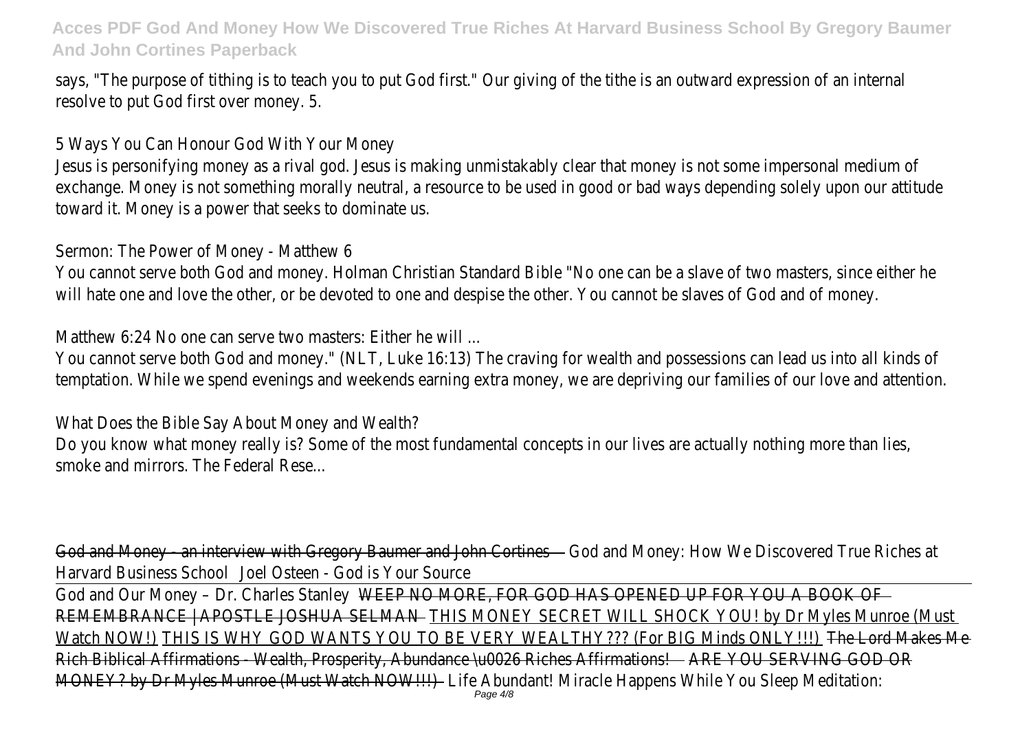says, "The purpose of tithing is to teach you to put God first." Our giving of the tithe is an outward expression of an internal resolve to put God first over money. 5.

5 Ways You Can Honour God With Your Money

Jesus is personifying money as a rival god. Jesus is making unmistakably clear that money is not some impersonal medium of exchange. Money is not something morally neutral, a resource to be used in good or bad ways depending solely upon our attitude toward it. Money is a power that seeks to dominate us.

Sermon: The Power of Money - Matthew 6

You cannot serve both God and money. Holman Christian Standard Bible "No one can be a slave of two masters, since either he will hate one and love the other, or be devoted to one and despise the other. You cannot be slaves of God and of money.

Matthew 6:24 No one can serve two masters: Either he will ...

You cannot serve both God and money." (NLT, Luke 16:13) The craving for wealth and possessions can lead us into all kinds of temptation. While we spend evenings and weekends earning extra money, we are depriving our families of our love and attention.

What Does the Bible Say About Money and Wealth?

Do you know what money really is? Some of the most fundamental concepts in our lives are actually nothing more than lies, smoke and mirrors. The Federal Rese...

God and Money - an interview with Gregory Baumer and John Cortines God and Money: How We Discovered True Riches at Harvard Business School Joel Osteen - God is Your Source

God and Our Money – Dr. Charles Stanley WEEP NO MORE, FOR GOD HAS OPENED UP FOR YOU A BOOK OF REMEMBRANCE | APOSTLE JOSHUA SELMAN THIS MONEY SECRET WILL SHOCK YOU! by Dr Myles Munroe (Must Watch NOW!) THIS IS WHY GOD WANTS YOU TO BE VERY WEALTHY??? (For BIG Minds ONLY!!!) The Lord Makes Me Rich Biblical Affirmations - Wealth, Prosperity, Abundance \u0026 Riches Affirmations! ARE YOU SERVING GOD OR MONEY? by Dr Myles Munroe (Must Watch NOW!!!) Life Abundant! Miracle Happens While You Sleep Meditation: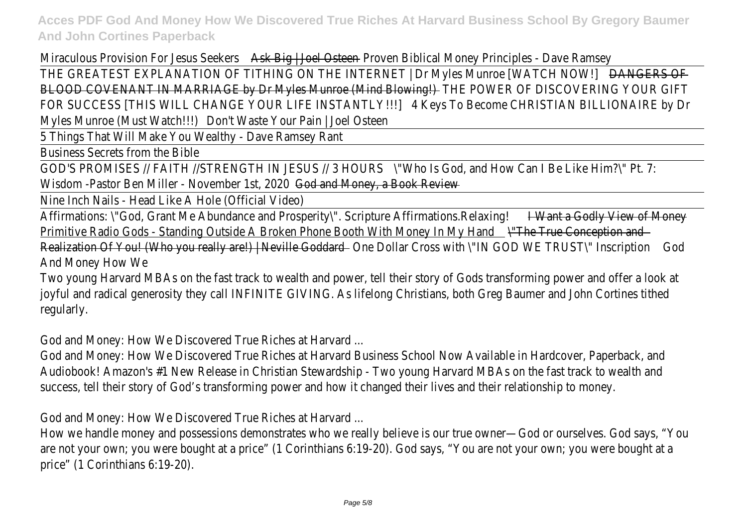Miraculous Provision For Jesus Seekers ~~Ask Big | Joel Osteen~~ Proven Biblical Money Principles - Dave Ramsey

THE GREATEST EXPLANATION OF TITHING ON THE INTERNET | Dr Myles Munroe [WATCH NOW!] ~~DANGERS OF BLOOD COVENANT IN MARRIAGE by Dr Myles Munroe (Mind Blowing!)~~ THE POWER OF DISCOVERING YOUR GIFT FOR SUCCESS [THIS WILL CHANGE YOUR LIFE INSTANTLY!!!] 4 Keys To Become CHRISTIAN BILLIONAIRE by Dr Myles Munroe (Must Watch!!!) Don't Waste Your Pain | Joel Osteen

5 Things That Will Make You Wealthy - Dave Ramsey Rant

Business Secrets from the Bible

GOD'S PROMISES // FAITH //STRENGTH IN JESUS // 3 HOURS \"Who Is God, and How Can I Be Like Him?\" Pt. 7: Wisdom -Pastor Ben Miller - November 1st, 2020 ~~God and Money, a Book Review~~

Nine Inch Nails - Head Like A Hole (Official Video)

Affirmations: \"God, Grant Me Abundance and Prosperity\". Scripture Affirmations.Relaxing! ~~I Want a Godly View of Money~~ Primitive Radio Gods - Standing Outside A Broken Phone Booth With Money In My Hand ~~\"The True Conception and Realization Of You! (Who you really are!) | Neville Goddard~~ One Dollar Cross with \"IN GOD WE TRUST\" Inscription God And Money How We

Two young Harvard MBAs on the fast track to wealth and power, tell their story of Gods transforming power and offer a look at joyful and radical generosity they call INFINITE GIVING. As lifelong Christians, both Greg Baumer and John Cortines tithed regularly.

God and Money: How We Discovered True Riches at Harvard ...

God and Money: How We Discovered True Riches at Harvard Business School Now Available in Hardcover, Paperback, and Audiobook! Amazon's #1 New Release in Christian Stewardship - Two young Harvard MBAs on the fast track to wealth and success, tell their story of God's transforming power and how it changed their lives and their relationship to money.

God and Money: How We Discovered True Riches at Harvard ...

How we handle money and possessions demonstrates who we really believe is our true owner—God or ourselves. God says, "You are not your own; you were bought at a price" (1 Corinthians 6:19-20). God says, "You are not your own; you were bought at a price" (1 Corinthians 6:19-20).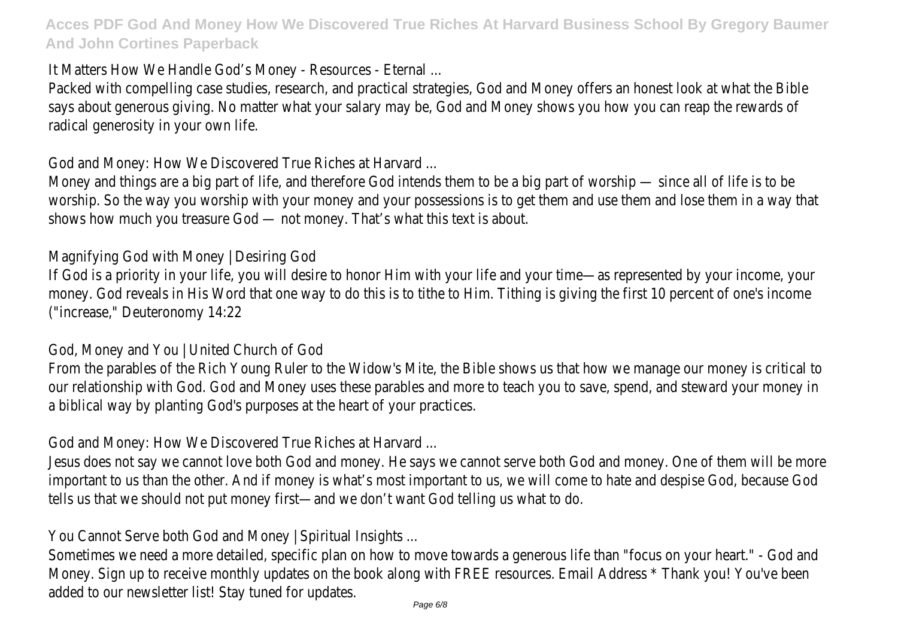It Matters How We Handle God's Money - Resources - Eternal ...

Packed with compelling case studies, research, and practical strategies, God and Money offers an honest look at what the Bible says about generous giving. No matter what your salary may be, God and Money shows you how you can reap the rewards of radical generosity in your own life.

God and Money: How We Discovered True Riches at Harvard ...

Money and things are a big part of life, and therefore God intends them to be a big part of worship — since all of life is to be worship. So the way you worship with your money and your possessions is to get them and use them and lose them in a way that shows how much you treasure God — not money. That's what this text is about.

Magnifying God with Money | Desiring God

If God is a priority in your life, you will desire to honor Him with your life and your time—as represented by your income, your money. God reveals in His Word that one way to do this is to tithe to Him. Tithing is giving the first 10 percent of one's income ("increase," Deuteronomy 14:22

God, Money and You | United Church of God

From the parables of the Rich Young Ruler to the Widow's Mite, the Bible shows us that how we manage our money is critical to our relationship with God. God and Money uses these parables and more to teach you to save, spend, and steward your money in a biblical way by planting God's purposes at the heart of your practices.

God and Money: How We Discovered True Riches at Harvard ...

Jesus does not say we cannot love both God and money. He says we cannot serve both God and money. One of them will be more important to us than the other. And if money is what's most important to us, we will come to hate and despise God, because God tells us that we should not put money first—and we don't want God telling us what to do.

You Cannot Serve both God and Money | Spiritual Insights ...

Sometimes we need a more detailed, specific plan on how to move towards a generous life than "focus on your heart." - God and Money. Sign up to receive monthly updates on the book along with FREE resources. Email Address * Thank you! You've been added to our newsletter list! Stay tuned for updates.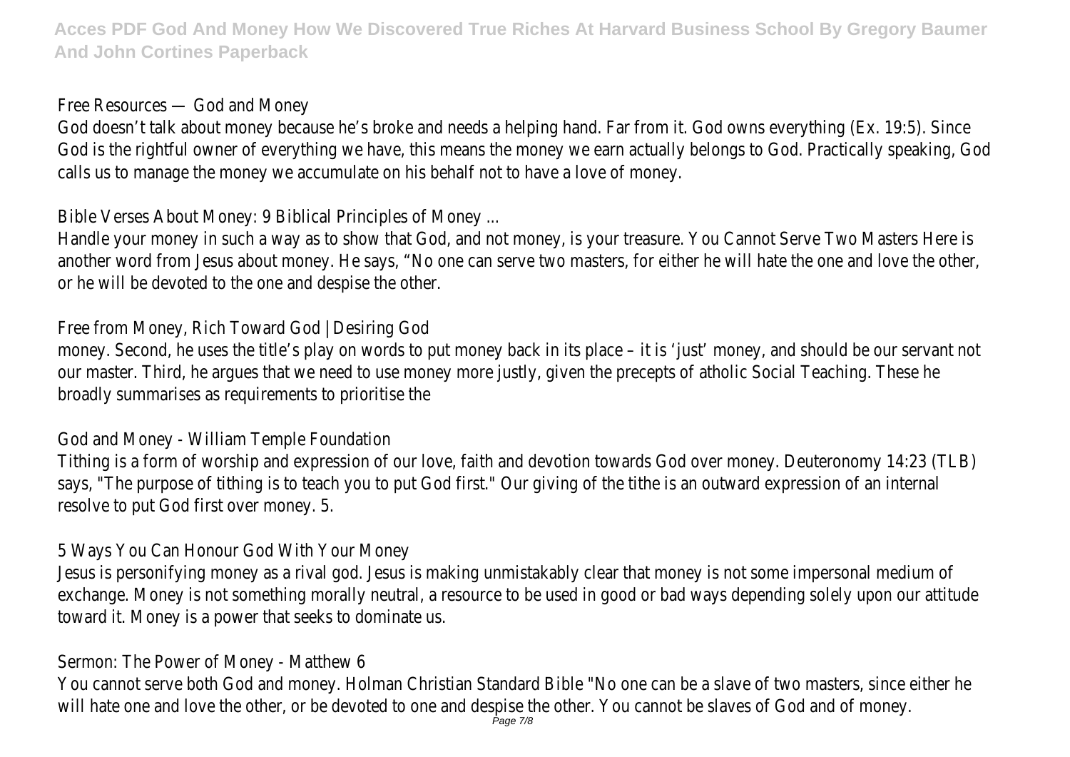Free Resources — God and Money

God doesn't talk about money because he's broke and needs a helping hand. Far from it. God owns everything (Ex. 19:5). Since God is the rightful owner of everything we have, this means the money we earn actually belongs to God. Practically speaking, God calls us to manage the money we accumulate on his behalf not to have a love of money.

Bible Verses About Money: 9 Biblical Principles of Money ...

Handle your money in such a way as to show that God, and not money, is your treasure. You Cannot Serve Two Masters Here is another word from Jesus about money. He says, "No one can serve two masters, for either he will hate the one and love the other, or he will be devoted to the one and despise the other.

Free from Money, Rich Toward God | Desiring God

money. Second, he uses the title's play on words to put money back in its place – it is 'just' money, and should be our servant not our master. Third, he argues that we need to use money more justly, given the precepts of atholic Social Teaching. These he broadly summarises as requirements to prioritise the

God and Money - William Temple Foundation

Tithing is a form of worship and expression of our love, faith and devotion towards God over money. Deuteronomy 14:23 (TLB) says, "The purpose of tithing is to teach you to put God first." Our giving of the tithe is an outward expression of an internal resolve to put God first over money. 5.

5 Ways You Can Honour God With Your Money

Jesus is personifying money as a rival god. Jesus is making unmistakably clear that money is not some impersonal medium of exchange. Money is not something morally neutral, a resource to be used in good or bad ways depending solely upon our attitude toward it. Money is a power that seeks to dominate us.

Sermon: The Power of Money - Matthew 6

You cannot serve both God and money. Holman Christian Standard Bible "No one can be a slave of two masters, since either he will hate one and love the other, or be devoted to one and despise the other. You cannot be slaves of God and of money.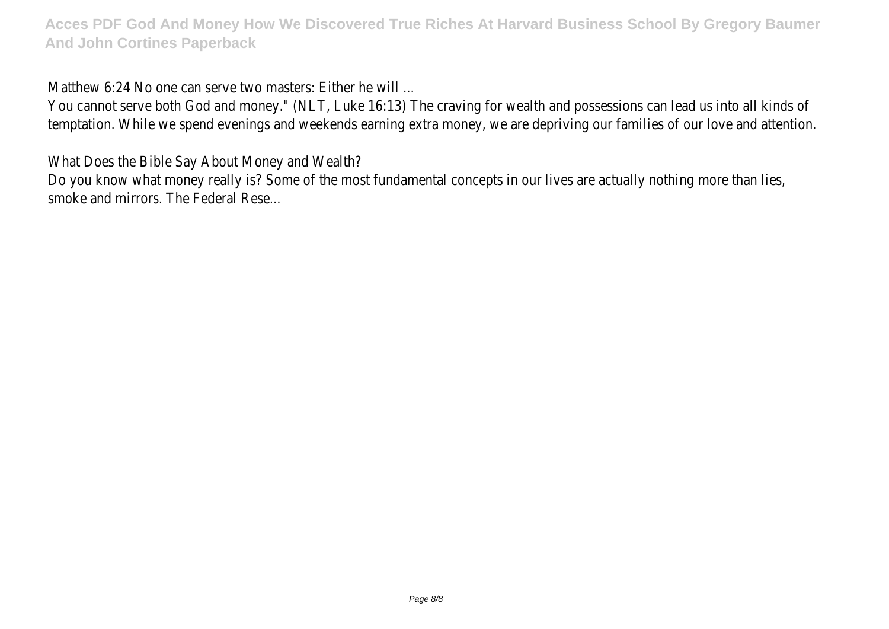Matthew 6:24 No one can serve two masters: Either he will ...

You cannot serve both God and money." (NLT, Luke 16:13) The craving for wealth and possessions can lead us into all kinds of temptation. While we spend evenings and weekends earning extra money, we are depriving our families of our love and attention.

What Does the Bible Say About Money and Wealth?

Do you know what money really is? Some of the most fundamental concepts in our lives are actually nothing more than lies, smoke and mirrors. The Federal Rese...